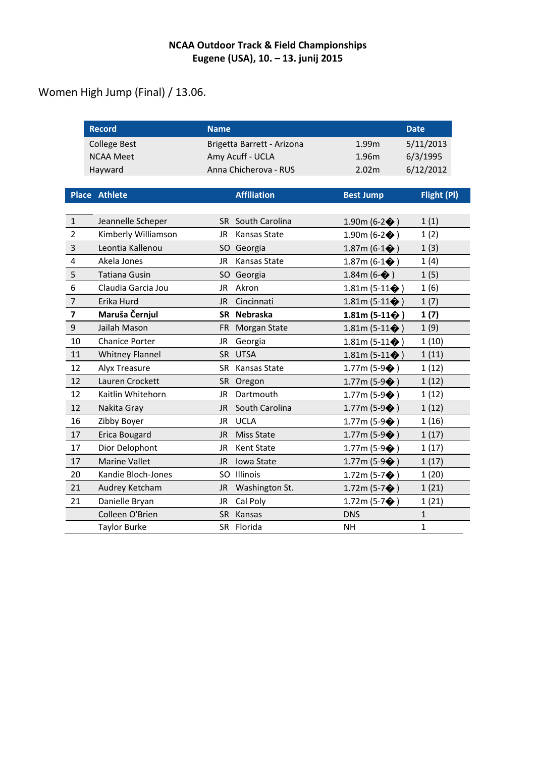**NCAA Outdoor Track & Field Championships**
**Eugene (USA), 10. – 13. junij 2015**

## Women High Jump (Final) / 13.06.

| Record | Name | | Date |
|---|---|---|---|
| College Best | Brigetta Barrett - Arizona | 1.99m | 5/11/2013 |
| NCAA Meet | Amy Acuff - UCLA | 1.96m | 6/3/1995 |
| Hayward | Anna Chicherova - RUS | 2.02m | 6/12/2012 |

| Place | Athlete | | Affiliation | Best Jump | Flight (Pl) |
|---|---|---|---|---|---|
| 1 | Jeannelle Scheper | SR | South Carolina | 1.90m (6-2� ) | 1 (1) |
| 2 | Kimberly Williamson | JR | Kansas State | 1.90m (6-2� ) | 1 (2) |
| 3 | Leontia Kallenou | SO | Georgia | 1.87m (6-1� ) | 1 (3) |
| 4 | Akela Jones | JR | Kansas State | 1.87m (6-1� ) | 1 (4) |
| 5 | Tatiana Gusin | SO | Georgia | 1.84m (6-� ) | 1 (5) |
| 6 | Claudia Garcia Jou | JR | Akron | 1.81m (5-11� ) | 1 (6) |
| 7 | Erika Hurd | JR | Cincinnati | 1.81m (5-11� ) | 1 (7) |
| **7** | **Maruša Černjul** | **SR** | **Nebraska** | **1.81m (5-11� )** | **1 (7)** |
| 9 | Jailah Mason | FR | Morgan State | 1.81m (5-11� ) | 1 (9) |
| 10 | Chanice Porter | JR | Georgia | 1.81m (5-11� ) | 1 (10) |
| 11 | Whitney Flannel | SR | UTSA | 1.81m (5-11� ) | 1 (11) |
| 12 | Alyx Treasure | SR | Kansas State | 1.77m (5-9� ) | 1 (12) |
| 12 | Lauren Crockett | SR | Oregon | 1.77m (5-9� ) | 1 (12) |
| 12 | Kaitlin Whitehorn | JR | Dartmouth | 1.77m (5-9� ) | 1 (12) |
| 12 | Nakita Gray | JR | South Carolina | 1.77m (5-9� ) | 1 (12) |
| 16 | Zibby Boyer | JR | UCLA | 1.77m (5-9� ) | 1 (16) |
| 17 | Erica Bougard | JR | Miss State | 1.77m (5-9� ) | 1 (17) |
| 17 | Dior Delophont | JR | Kent State | 1.77m (5-9� ) | 1 (17) |
| 17 | Marine Vallet | JR | Iowa State | 1.77m (5-9� ) | 1 (17) |
| 20 | Kandie Bloch-Jones | SO | Illinois | 1.72m (5-7� ) | 1 (20) |
| 21 | Audrey Ketcham | JR | Washington St. | 1.72m (5-7� ) | 1 (21) |
| 21 | Danielle Bryan | JR | Cal Poly | 1.72m (5-7� ) | 1 (21) |
| | Colleen O'Brien | SR | Kansas | DNS | 1 |
| | Taylor Burke | SR | Florida | NH | 1 |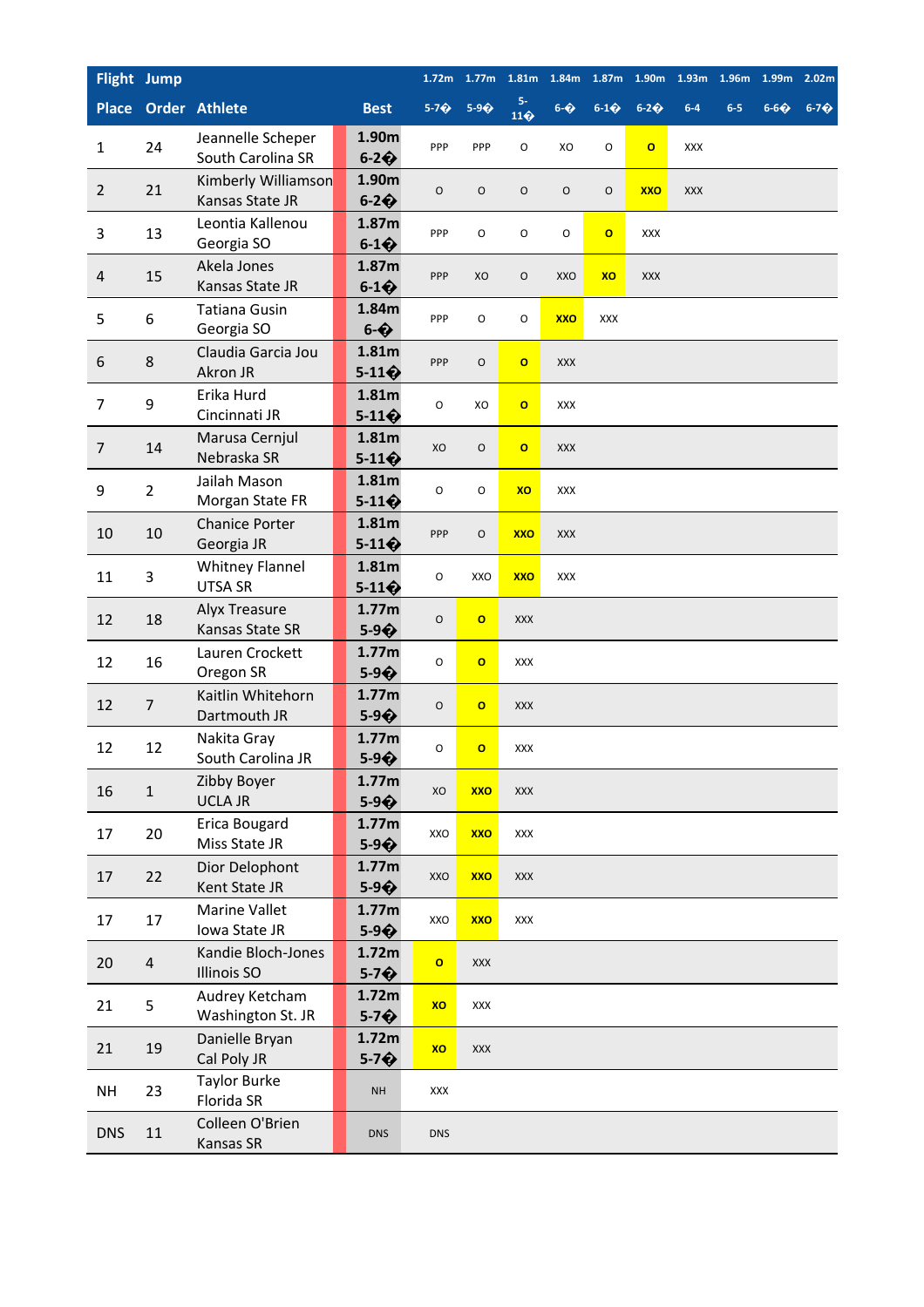| Flight Place | Jump Order | Athlete | Best | 1.72m 5-7� | 1.77m 5-9� | 1.81m 5-11� | 1.84m 6-� | 1.87m 6-1� | 1.90m 6-2� | 1.93m 6-4 | 1.96m 6-5 | 1.99m 6-6� | 2.02m 6-7� |
|---|---|---|---|---|---|---|---|---|---|---|---|---|---|
| 1 | 24 | Jeannelle Scheper South Carolina SR | 1.90m 6-2� | PPP | PPP | O | XO | O | O | XXX | | | |
| 2 | 21 | Kimberly Williamson Kansas State JR | 1.90m 6-2� | O | O | O | O | O | XXO | XXX | | | |
| 3 | 13 | Leontia Kallenou Georgia SO | 1.87m 6-1� | PPP | O | O | O | O | XXX | | | | |
| 4 | 15 | Akela Jones Kansas State JR | 1.87m 6-1� | PPP | XO | O | XXO | XO | XXX | | | | |
| 5 | 6 | Tatiana Gusin Georgia SO | 1.84m 6-� | PPP | O | O | XXO | XXX | | | | | |
| 6 | 8 | Claudia Garcia Jou Akron JR | 1.81m 5-11� | PPP | O | O | XXX | | | | | | |
| 7 | 9 | Erika Hurd Cincinnati JR | 1.81m 5-11� | O | XO | O | XXX | | | | | | |
| 7 | 14 | Marusa Cernjul Nebraska SR | 1.81m 5-11� | XO | O | O | XXX | | | | | | |
| 9 | 2 | Jailah Mason Morgan State FR | 1.81m 5-11� | O | O | XO | XXX | | | | | | |
| 10 | 10 | Chanice Porter Georgia JR | 1.81m 5-11� | PPP | O | XXO | XXX | | | | | | |
| 11 | 3 | Whitney Flannel UTSA SR | 1.81m 5-11� | O | XXO | XXO | XXX | | | | | | |
| 12 | 18 | Alyx Treasure Kansas State SR | 1.77m 5-9� | O | O | XXX | | | | | | | |
| 12 | 16 | Lauren Crockett Oregon SR | 1.77m 5-9� | O | O | XXX | | | | | | | |
| 12 | 7 | Kaitlin Whitehorn Dartmouth JR | 1.77m 5-9� | O | O | XXX | | | | | | | |
| 12 | 12 | Nakita Gray South Carolina JR | 1.77m 5-9� | O | O | XXX | | | | | | | |
| 16 | 1 | Zibby Boyer UCLA JR | 1.77m 5-9� | XO | XXO | XXX | | | | | | | |
| 17 | 20 | Erica Bougard Miss State JR | 1.77m 5-9� | XXO | XXO | XXX | | | | | | | |
| 17 | 22 | Dior Delophont Kent State JR | 1.77m 5-9� | XXO | XXO | XXX | | | | | | | |
| 17 | 17 | Marine Vallet Iowa State JR | 1.77m 5-9� | XXO | XXO | XXX | | | | | | | |
| 20 | 4 | Kandie Bloch-Jones Illinois SO | 1.72m 5-7� | O | XXX | | | | | | | | |
| 21 | 5 | Audrey Ketcham Washington St. JR | 1.72m 5-7� | XO | XXX | | | | | | | | |
| 21 | 19 | Danielle Bryan Cal Poly JR | 1.72m 5-7� | XO | XXX | | | | | | | | |
| NH | 23 | Taylor Burke Florida SR | NH | XXX | | | | | | | | | |
| DNS | 11 | Colleen O'Brien Kansas SR | DNS | DNS | | | | | | | | | |